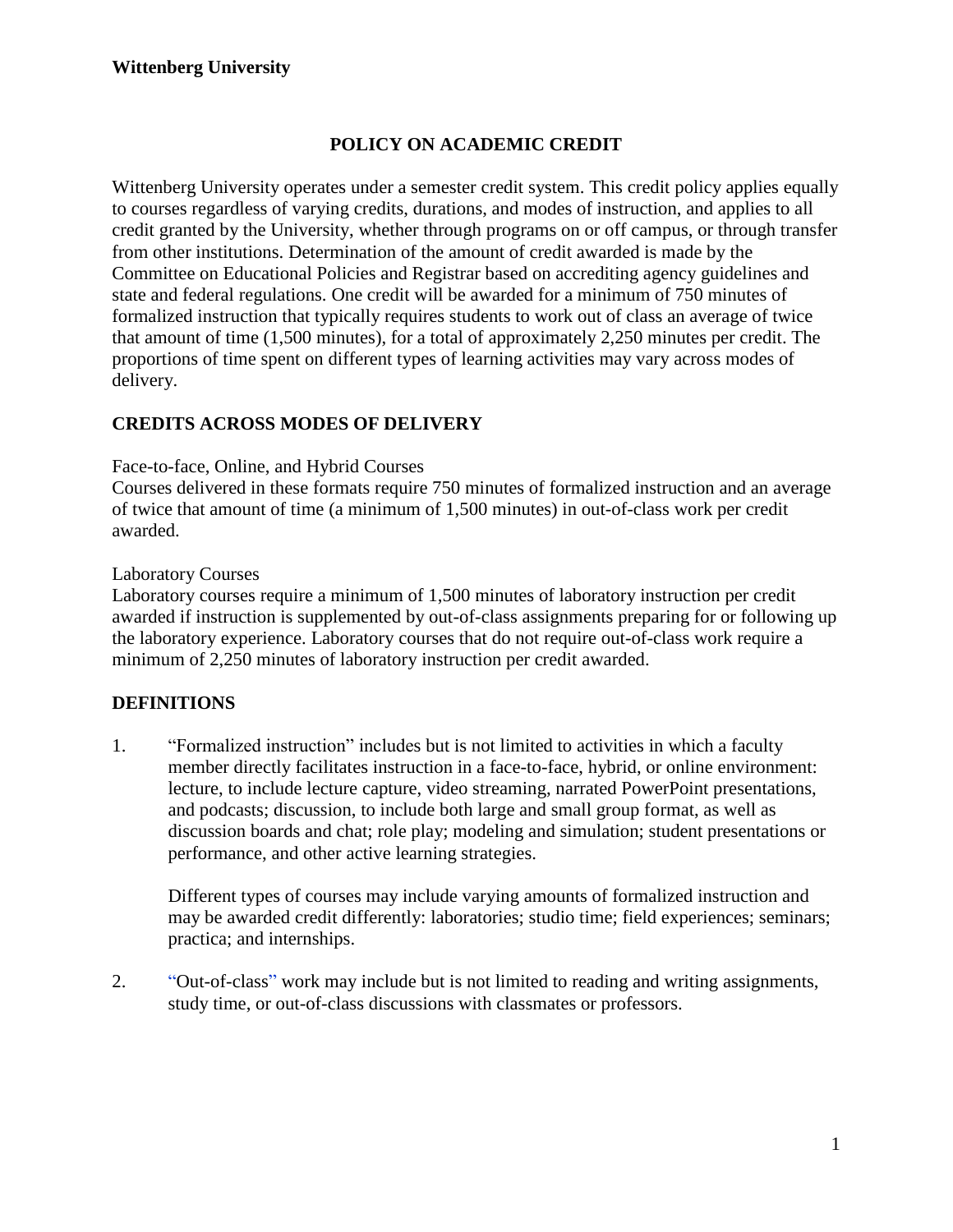**Wittenberg University**

# POLICY ON ACADEMIC CREDIT

Wittenberg University operates under a semester credit system. This credit policy applies equally to courses regardless of varying credits, durations, and modes of instruction, and applies to all credit granted by the University, whether through programs on or off campus, or through transfer from other institutions. Determination of the amount of credit awarded is made by the Committee on Educational Policies and Registrar based on accrediting agency guidelines and state and federal regulations. One credit will be awarded for a minimum of 750 minutes of formalized instruction that typically requires students to work out of class an average of twice that amount of time (1,500 minutes), for a total of approximately 2,250 minutes per credit. The proportions of time spent on different types of learning activities may vary across modes of delivery.

## CREDITS ACROSS MODES OF DELIVERY

Face-to-face, Online, and Hybrid Courses

Courses delivered in these formats require 750 minutes of formalized instruction and an average of twice that amount of time (a minimum of 1,500 minutes) in out-of-class work per credit awarded.

Laboratory Courses

Laboratory courses require a minimum of 1,500 minutes of laboratory instruction per credit awarded if instruction is supplemented by out-of-class assignments preparing for or following up the laboratory experience. Laboratory courses that do not require out-of-class work require a minimum of 2,250 minutes of laboratory instruction per credit awarded.

## DEFINITIONS

1. "Formalized instruction" includes but is not limited to activities in which a faculty member directly facilitates instruction in a face-to-face, hybrid, or online environment: lecture, to include lecture capture, video streaming, narrated PowerPoint presentations, and podcasts; discussion, to include both large and small group format, as well as discussion boards and chat; role play; modeling and simulation; student presentations or performance, and other active learning strategies.

   Different types of courses may include varying amounts of formalized instruction and may be awarded credit differently: laboratories; studio time; field experiences; seminars; practica; and internships.

2. "Out-of-class" work may include but is not limited to reading and writing assignments, study time, or out-of-class discussions with classmates or professors.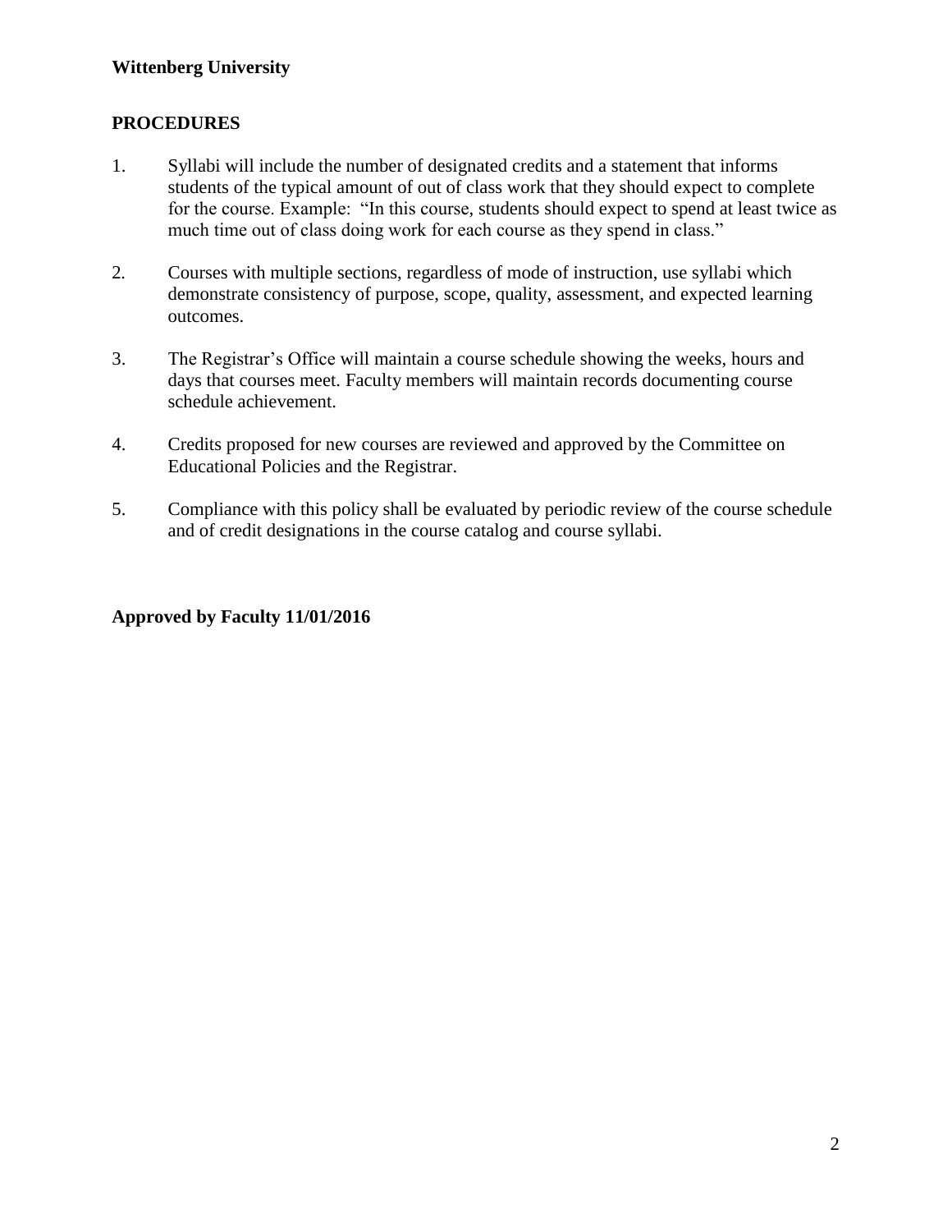**PROCEDURES**

1. Syllabi will include the number of designated credits and a statement that informs students of the typical amount of out of class work that they should expect to complete for the course. Example: "In this course, students should expect to spend at least twice as much time out of class doing work for each course as they spend in class."

2. Courses with multiple sections, regardless of mode of instruction, use syllabi which demonstrate consistency of purpose, scope, quality, assessment, and expected learning outcomes.

3. The Registrar's Office will maintain a course schedule showing the weeks, hours and days that courses meet. Faculty members will maintain records documenting course schedule achievement.

4. Credits proposed for new courses are reviewed and approved by the Committee on Educational Policies and the Registrar.

5. Compliance with this policy shall be evaluated by periodic review of the course schedule and of credit designations in the course catalog and course syllabi.

**Approved by Faculty 11/01/2016**